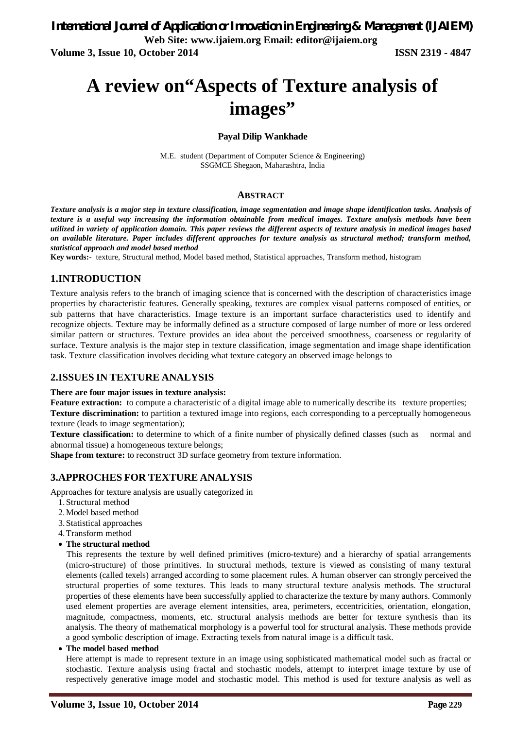# A review on"Aspects of Texture analysis of images"

**Payal Dilip Wankhade**

M.E. student (Department of Computer Science & Engineering)
SSGMCE Shegaon, Maharashtra, India

## ABSTRACT

***Texture analysis is a major step in texture classification, image segmentation and image shape identification tasks. Analysis of texture is a useful way increasing the information obtainable from medical images. Texture analysis methods have been utilized in variety of application domain. This paper reviews the different aspects of texture analysis in medical images based on available literature. Paper includes different approaches for texture analysis as structural method; transform method, statistical approach and model based method***

**Key words:-** texture, Structural method, Model based method, Statistical approaches, Transform method, histogram

## 1.INTRODUCTION

Texture analysis refers to the branch of imaging science that is concerned with the description of characteristics image properties by characteristic features. Generally speaking, textures are complex visual patterns composed of entities, or sub patterns that have characteristics. Image texture is an important surface characteristics used to identify and recognize objects. Texture may be informally defined as a structure composed of large number of more or less ordered similar pattern or structures. Texture provides an idea about the perceived smoothness, coarseness or regularity of surface. Texture analysis is the major step in texture classification, image segmentation and image shape identification task. Texture classification involves deciding what texture category an observed image belongs to

## 2.ISSUES IN TEXTURE ANALYSIS

**There are four major issues in texture analysis:**

**Feature extraction:** to compute a characteristic of a digital image able to numerically describe its texture properties;

**Texture discrimination:** to partition a textured image into regions, each corresponding to a perceptually homogeneous texture (leads to image segmentation);

**Texture classification:** to determine to which of a finite number of physically defined classes (such as normal and abnormal tissue) a homogeneous texture belongs;

**Shape from texture:** to reconstruct 3D surface geometry from texture information.

## 3.APPROCHES FOR TEXTURE ANALYSIS

Approaches for texture analysis are usually categorized in

1. Structural method
2. Model based method
3. Statistical approaches
4. Transform method

- **The structural method**

  This represents the texture by well defined primitives (micro-texture) and a hierarchy of spatial arrangements (micro-structure) of those primitives. In structural methods, texture is viewed as consisting of many textural elements (called texels) arranged according to some placement rules. A human observer can strongly perceived the structural properties of some textures. This leads to many structural texture analysis methods. The structural properties of these elements have been successfully applied to characterize the texture by many authors. Commonly used element properties are average element intensities, area, perimeters, eccentricities, orientation, elongation, magnitude, compactness, moments, etc. structural analysis methods are better for texture synthesis than its analysis. The theory of mathematical morphology is a powerful tool for structural analysis. These methods provide a good symbolic description of image. Extracting texels from natural image is a difficult task.

- **The model based method**

  Here attempt is made to represent texture in an image using sophisticated mathematical model such as fractal or stochastic. Texture analysis using fractal and stochastic models, attempt to interpret image texture by use of respectively generative image model and stochastic model. This method is used for texture analysis as well as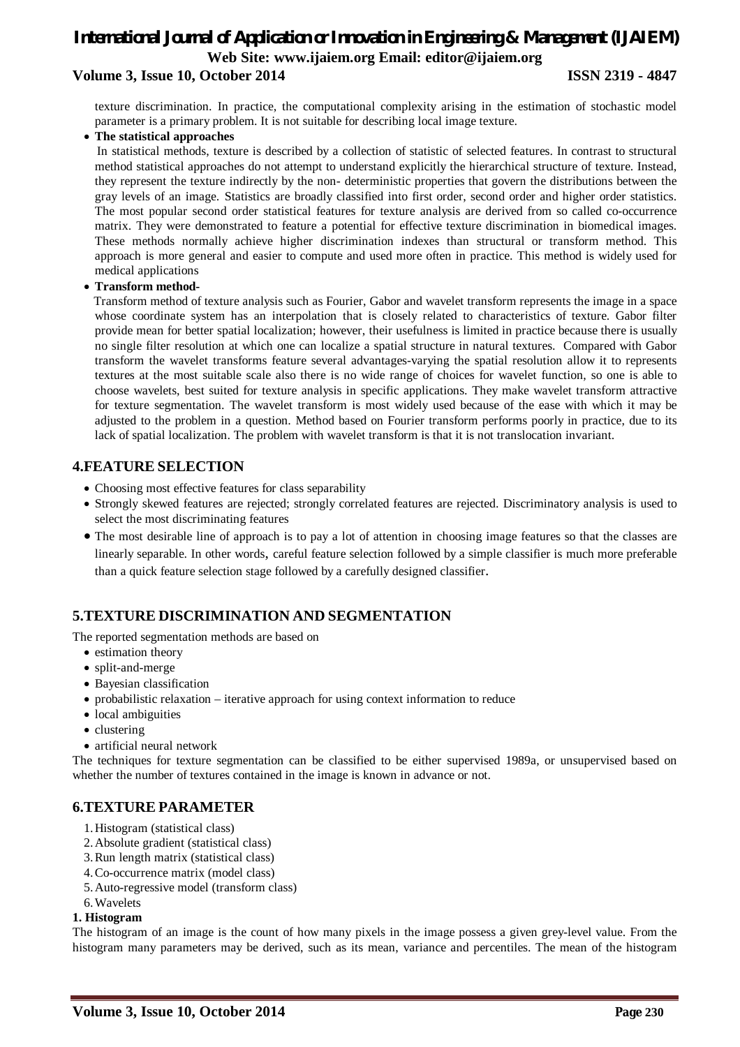texture discrimination. In practice, the computational complexity arising in the estimation of stochastic model parameter is a primary problem. It is not suitable for describing local image texture.

- **The statistical approaches**

  In statistical methods, texture is described by a collection of statistic of selected features. In contrast to structural method statistical approaches do not attempt to understand explicitly the hierarchical structure of texture. Instead, they represent the texture indirectly by the non- deterministic properties that govern the distributions between the gray levels of an image. Statistics are broadly classified into first order, second order and higher order statistics. The most popular second order statistical features for texture analysis are derived from so called co-occurrence matrix. They were demonstrated to feature a potential for effective texture discrimination in biomedical images. These methods normally achieve higher discrimination indexes than structural or transform method. This approach is more general and easier to compute and used more often in practice. This method is widely used for medical applications

- **Transform method-**

  Transform method of texture analysis such as Fourier, Gabor and wavelet transform represents the image in a space whose coordinate system has an interpolation that is closely related to characteristics of texture. Gabor filter provide mean for better spatial localization; however, their usefulness is limited in practice because there is usually no single filter resolution at which one can localize a spatial structure in natural textures. Compared with Gabor transform the wavelet transforms feature several advantages-varying the spatial resolution allow it to represents textures at the most suitable scale also there is no wide range of choices for wavelet function, so one is able to choose wavelets, best suited for texture analysis in specific applications. They make wavelet transform attractive for texture segmentation. The wavelet transform is most widely used because of the ease with which it may be adjusted to the problem in a question. Method based on Fourier transform performs poorly in practice, due to its lack of spatial localization. The problem with wavelet transform is that it is not translocation invariant.

## 4.FEATURE SELECTION

- Choosing most effective features for class separability
- Strongly skewed features are rejected; strongly correlated features are rejected. Discriminatory analysis is used to select the most discriminating features
- The most desirable line of approach is to pay a lot of attention in choosing image features so that the classes are linearly separable. In other words, careful feature selection followed by a simple classifier is much more preferable than a quick feature selection stage followed by a carefully designed classifier.

## 5.TEXTURE DISCRIMINATION AND SEGMENTATION

The reported segmentation methods are based on

- estimation theory
- split-and-merge
- Bayesian classification
- probabilistic relaxation – iterative approach for using context information to reduce
- local ambiguities
- clustering
- artificial neural network

The techniques for texture segmentation can be classified to be either supervised 1989a, or unsupervised based on whether the number of textures contained in the image is known in advance or not.

## 6.TEXTURE PARAMETER

1. Histogram (statistical class)
2. Absolute gradient (statistical class)
3. Run length matrix (statistical class)
4. Co-occurrence matrix (model class)
5. Auto-regressive model (transform class)
6. Wavelets

**1. Histogram**

The histogram of an image is the count of how many pixels in the image possess a given grey-level value. From the histogram many parameters may be derived, such as its mean, variance and percentiles. The mean of the histogram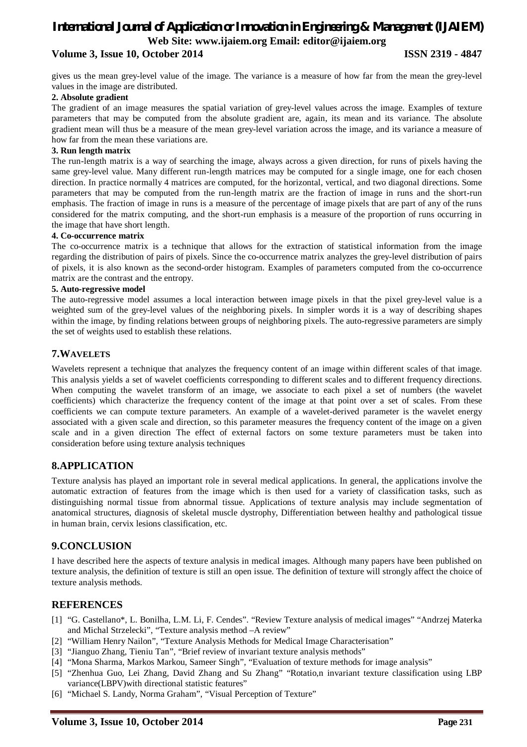gives us the mean grey-level value of the image. The variance is a measure of how far from the mean the grey-level values in the image are distributed.

**2. Absolute gradient**

The gradient of an image measures the spatial variation of grey-level values across the image. Examples of texture parameters that may be computed from the absolute gradient are, again, its mean and its variance. The absolute gradient mean will thus be a measure of the mean grey-level variation across the image, and its variance a measure of how far from the mean these variations are.

**3. Run length matrix**

The run-length matrix is a way of searching the image, always across a given direction, for runs of pixels having the same grey-level value. Many different run-length matrices may be computed for a single image, one for each chosen direction. In practice normally 4 matrices are computed, for the horizontal, vertical, and two diagonal directions. Some parameters that may be computed from the run-length matrix are the fraction of image in runs and the short-run emphasis. The fraction of image in runs is a measure of the percentage of image pixels that are part of any of the runs considered for the matrix computing, and the short-run emphasis is a measure of the proportion of runs occurring in the image that have short length.

**4. Co-occurrence matrix**

The co-occurrence matrix is a technique that allows for the extraction of statistical information from the image regarding the distribution of pairs of pixels. Since the co-occurrence matrix analyzes the grey-level distribution of pairs of pixels, it is also known as the second-order histogram. Examples of parameters computed from the co-occurrence matrix are the contrast and the entropy.

**5. Auto-regressive model**

The auto-regressive model assumes a local interaction between image pixels in that the pixel grey-level value is a weighted sum of the grey-level values of the neighboring pixels. In simpler words it is a way of describing shapes within the image, by finding relations between groups of neighboring pixels. The auto-regressive parameters are simply the set of weights used to establish these relations.

## 7.WAVELETS

Wavelets represent a technique that analyzes the frequency content of an image within different scales of that image. This analysis yields a set of wavelet coefficients corresponding to different scales and to different frequency directions. When computing the wavelet transform of an image, we associate to each pixel a set of numbers (the wavelet coefficients) which characterize the frequency content of the image at that point over a set of scales. From these coefficients we can compute texture parameters. An example of a wavelet-derived parameter is the wavelet energy associated with a given scale and direction, so this parameter measures the frequency content of the image on a given scale and in a given direction The effect of external factors on some texture parameters must be taken into consideration before using texture analysis techniques

## 8.APPLICATION

Texture analysis has played an important role in several medical applications. In general, the applications involve the automatic extraction of features from the image which is then used for a variety of classification tasks, such as distinguishing normal tissue from abnormal tissue. Applications of texture analysis may include segmentation of anatomical structures, diagnosis of skeletal muscle dystrophy, Differentiation between healthy and pathological tissue in human brain, cervix lesions classification, etc.

## 9.CONCLUSION

I have described here the aspects of texture analysis in medical images. Although many papers have been published on texture analysis, the definition of texture is still an open issue. The definition of texture will strongly affect the choice of texture analysis methods.

## REFERENCES

[1] "G. Castellano*, L. Bonilha, L.M. Li, F. Cendes". "Review Texture analysis of medical images" "Andrzej Materka and Michal Strzelecki", "Texture analysis method –A review"

[2] "William Henry Nailon", "Texture Analysis Methods for Medical Image Characterisation"

[3] "Jianguo Zhang, Tieniu Tan", "Brief review of invariant texture analysis methods"

[4] "Mona Sharma, Markos Markou, Sameer Singh", "Evaluation of texture methods for image analysis"

[5] "Zhenhua Guo, Lei Zhang, David Zhang and Su Zhang" "Rotatio,n invariant texture classification using LBP variance(LBPV)with directional statistic features"

[6] "Michael S. Landy, Norma Graham", "Visual Perception of Texture"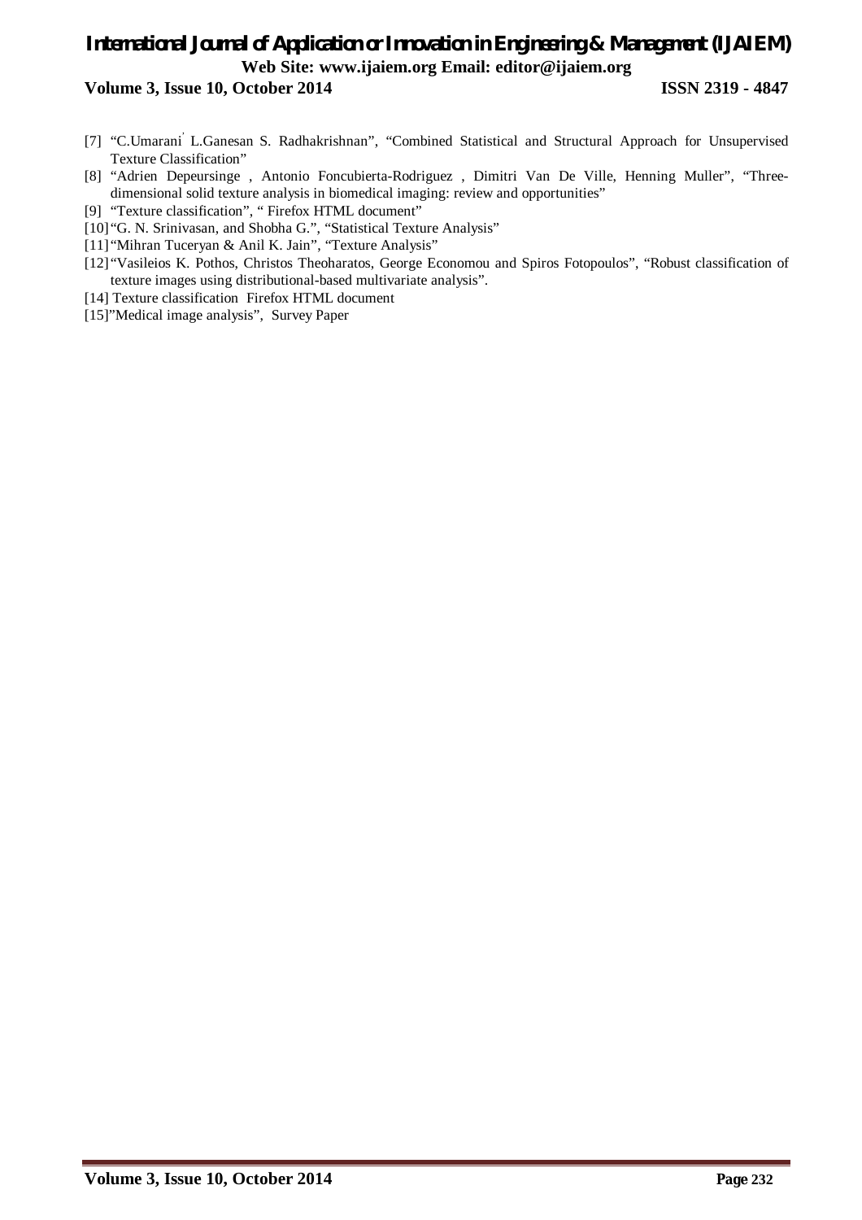[7] "C.Umarani, L.Ganesan S. Radhakrishnan", "Combined Statistical and Structural Approach for Unsupervised Texture Classification"

[8] "Adrien Depeursinge , Antonio Foncubierta-Rodriguez , Dimitri Van De Ville, Henning Muller", "Three-dimensional solid texture analysis in biomedical imaging: review and opportunities"

[9] "Texture classification", " Firefox HTML document"

[10] "G. N. Srinivasan, and Shobha G.", "Statistical Texture Analysis"

[11] "Mihran Tuceryan & Anil K. Jain", "Texture Analysis"

[12] "Vasileios K. Pothos, Christos Theoharatos, George Economou and Spiros Fotopoulos", "Robust classification of texture images using distributional-based multivariate analysis".

[14] Texture classification Firefox HTML document

[15] "Medical image analysis", Survey Paper